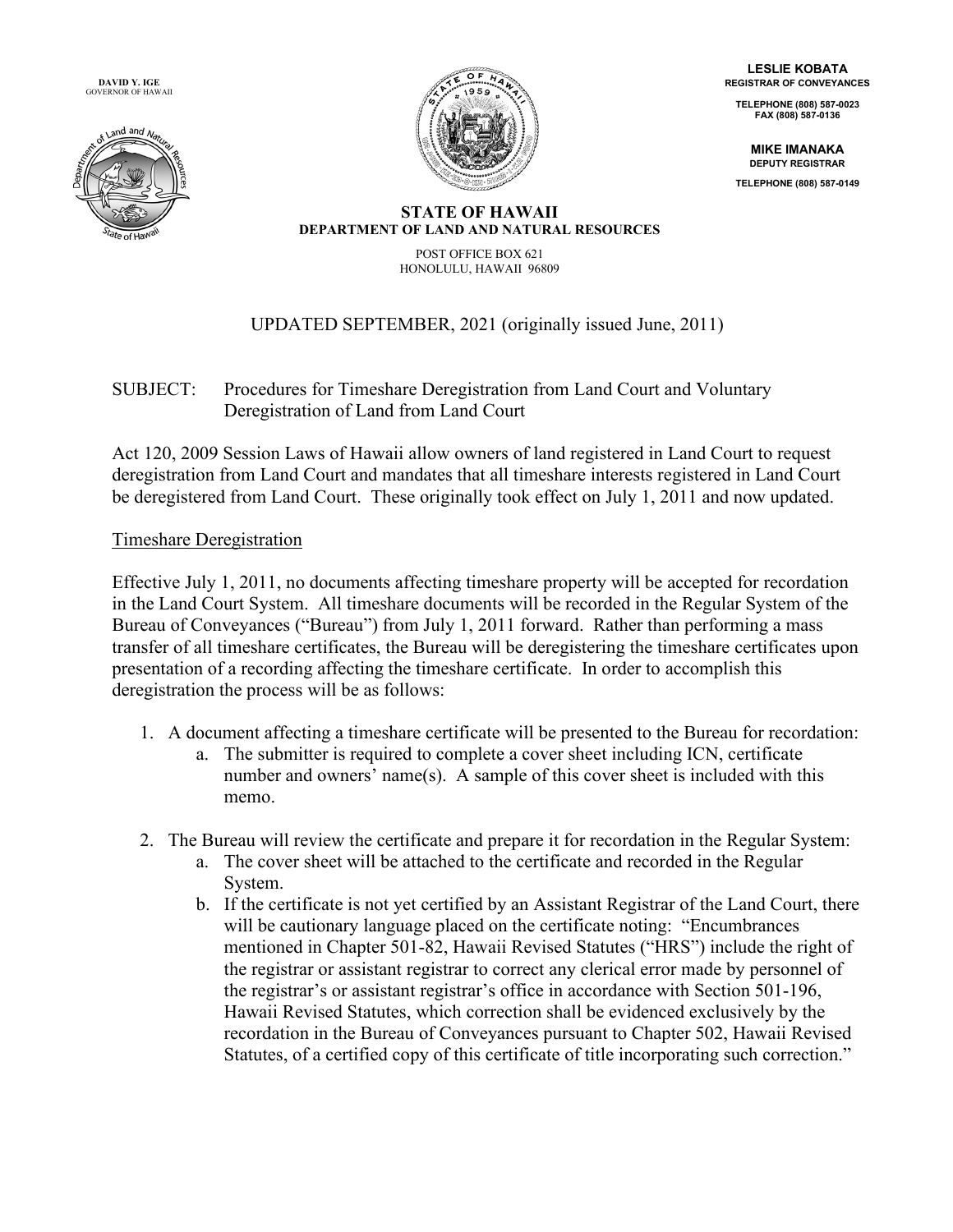**DAVID Y. IGE**
GOVERNOR OF HAWAII

**LESLIE KOBATA**
**REGISTRAR OF CONVEYANCES**

**TELEPHONE (808) 587-0023**
**FAX (808) 587-0136**

**MIKE IMANAKA**
**DEPUTY REGISTRAR**

**TELEPHONE (808) 587-0149**

**STATE OF HAWAII**
**DEPARTMENT OF LAND AND NATURAL RESOURCES**

POST OFFICE BOX 621
HONOLULU, HAWAII 96809

UPDATED SEPTEMBER, 2021 (originally issued June, 2011)

SUBJECT: Procedures for Timeshare Deregistration from Land Court and Voluntary Deregistration of Land from Land Court

Act 120, 2009 Session Laws of Hawaii allow owners of land registered in Land Court to request deregistration from Land Court and mandates that all timeshare interests registered in Land Court be deregistered from Land Court. These originally took effect on July 1, 2011 and now updated.

## Timeshare Deregistration

Effective July 1, 2011, no documents affecting timeshare property will be accepted for recordation in the Land Court System. All timeshare documents will be recorded in the Regular System of the Bureau of Conveyances ("Bureau") from July 1, 2011 forward. Rather than performing a mass transfer of all timeshare certificates, the Bureau will be deregistering the timeshare certificates upon presentation of a recording affecting the timeshare certificate. In order to accomplish this deregistration the process will be as follows:

1. A document affecting a timeshare certificate will be presented to the Bureau for recordation:
   a. The submitter is required to complete a cover sheet including ICN, certificate number and owners' name(s). A sample of this cover sheet is included with this memo.

2. The Bureau will review the certificate and prepare it for recordation in the Regular System:
   a. The cover sheet will be attached to the certificate and recorded in the Regular System.
   b. If the certificate is not yet certified by an Assistant Registrar of the Land Court, there will be cautionary language placed on the certificate noting: "Encumbrances mentioned in Chapter 501-82, Hawaii Revised Statutes ("HRS") include the right of the registrar or assistant registrar to correct any clerical error made by personnel of the registrar's or assistant registrar's office in accordance with Section 501-196, Hawaii Revised Statutes, which correction shall be evidenced exclusively by the recordation in the Bureau of Conveyances pursuant to Chapter 502, Hawaii Revised Statutes, of a certified copy of this certificate of title incorporating such correction."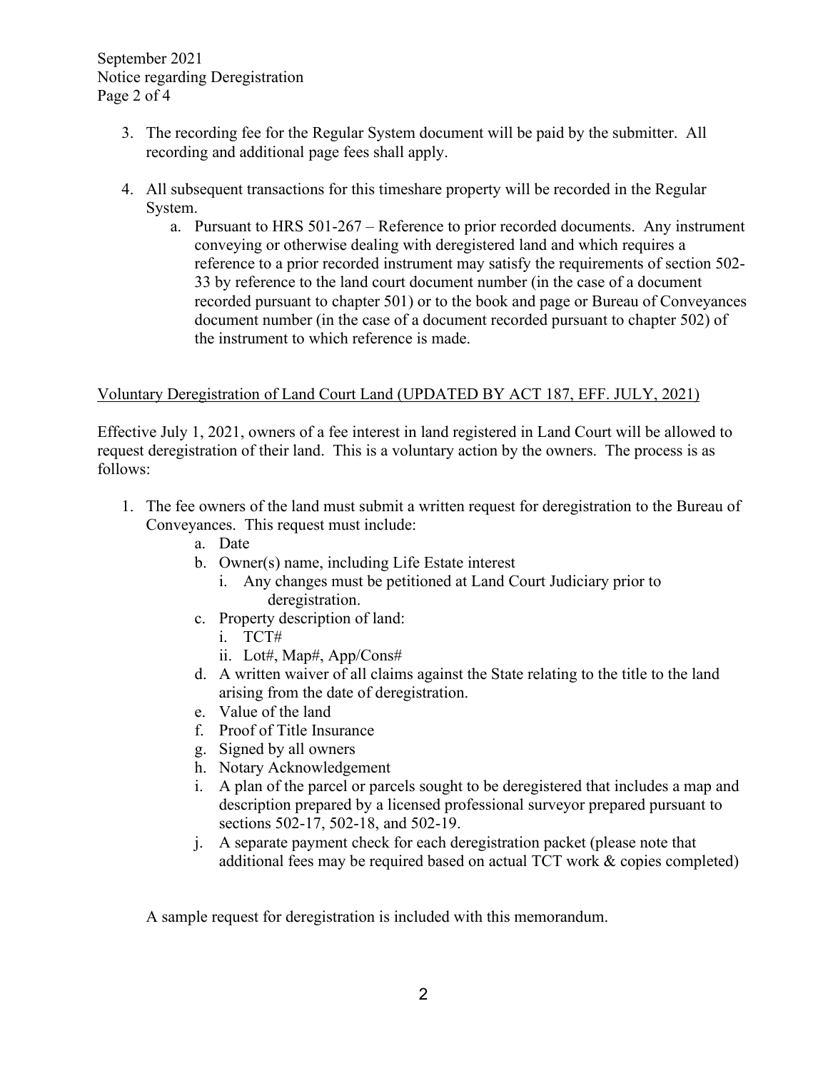3. The recording fee for the Regular System document will be paid by the submitter. All recording and additional page fees shall apply.

4. All subsequent transactions for this timeshare property will be recorded in the Regular System.
   a. Pursuant to HRS 501-267 – Reference to prior recorded documents. Any instrument conveying or otherwise dealing with deregistered land and which requires a reference to a prior recorded instrument may satisfy the requirements of section 502-33 by reference to the land court document number (in the case of a document recorded pursuant to chapter 501) or to the book and page or Bureau of Conveyances document number (in the case of a document recorded pursuant to chapter 502) of the instrument to which reference is made.

<u>Voluntary Deregistration of Land Court Land (UPDATED BY ACT 187, EFF. JULY, 2021)</u>

Effective July 1, 2021, owners of a fee interest in land registered in Land Court will be allowed to request deregistration of their land. This is a voluntary action by the owners. The process is as follows:

1. The fee owners of the land must submit a written request for deregistration to the Bureau of Conveyances. This request must include:
   a. Date
   b. Owner(s) name, including Life Estate interest
      i. Any changes must be petitioned at Land Court Judiciary prior to deregistration.
   c. Property description of land:
      i. TCT#
      ii. Lot#, Map#, App/Cons#
   d. A written waiver of all claims against the State relating to the title to the land arising from the date of deregistration.
   e. Value of the land
   f. Proof of Title Insurance
   g. Signed by all owners
   h. Notary Acknowledgement
   i. A plan of the parcel or parcels sought to be deregistered that includes a map and description prepared by a licensed professional surveyor prepared pursuant to sections 502-17, 502-18, and 502-19.
   j. A separate payment check for each deregistration packet (please note that additional fees may be required based on actual TCT work & copies completed)

A sample request for deregistration is included with this memorandum.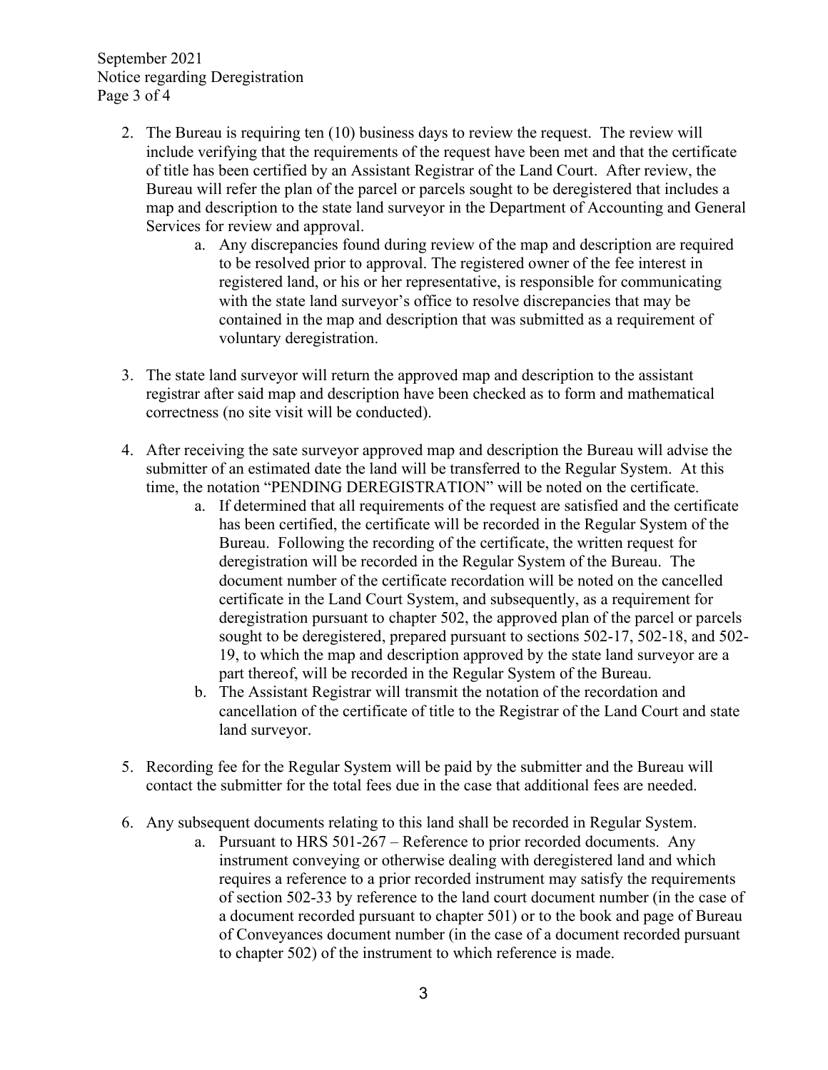2. The Bureau is requiring ten (10) business days to review the request. The review will include verifying that the requirements of the request have been met and that the certificate of title has been certified by an Assistant Registrar of the Land Court. After review, the Bureau will refer the plan of the parcel or parcels sought to be deregistered that includes a map and description to the state land surveyor in the Department of Accounting and General Services for review and approval.
    a. Any discrepancies found during review of the map and description are required to be resolved prior to approval. The registered owner of the fee interest in registered land, or his or her representative, is responsible for communicating with the state land surveyor's office to resolve discrepancies that may be contained in the map and description that was submitted as a requirement of voluntary deregistration.

3. The state land surveyor will return the approved map and description to the assistant registrar after said map and description have been checked as to form and mathematical correctness (no site visit will be conducted).

4. After receiving the sate surveyor approved map and description the Bureau will advise the submitter of an estimated date the land will be transferred to the Regular System. At this time, the notation "PENDING DEREGISTRATION" will be noted on the certificate.
    a. If determined that all requirements of the request are satisfied and the certificate has been certified, the certificate will be recorded in the Regular System of the Bureau. Following the recording of the certificate, the written request for deregistration will be recorded in the Regular System of the Bureau. The document number of the certificate recordation will be noted on the cancelled certificate in the Land Court System, and subsequently, as a requirement for deregistration pursuant to chapter 502, the approved plan of the parcel or parcels sought to be deregistered, prepared pursuant to sections 502-17, 502-18, and 502-19, to which the map and description approved by the state land surveyor are a part thereof, will be recorded in the Regular System of the Bureau.
    b. The Assistant Registrar will transmit the notation of the recordation and cancellation of the certificate of title to the Registrar of the Land Court and state land surveyor.

5. Recording fee for the Regular System will be paid by the submitter and the Bureau will contact the submitter for the total fees due in the case that additional fees are needed.

6. Any subsequent documents relating to this land shall be recorded in Regular System.
    a. Pursuant to HRS 501-267 – Reference to prior recorded documents. Any instrument conveying or otherwise dealing with deregistered land and which requires a reference to a prior recorded instrument may satisfy the requirements of section 502-33 by reference to the land court document number (in the case of a document recorded pursuant to chapter 501) or to the book and page of Bureau of Conveyances document number (in the case of a document recorded pursuant to chapter 502) of the instrument to which reference is made.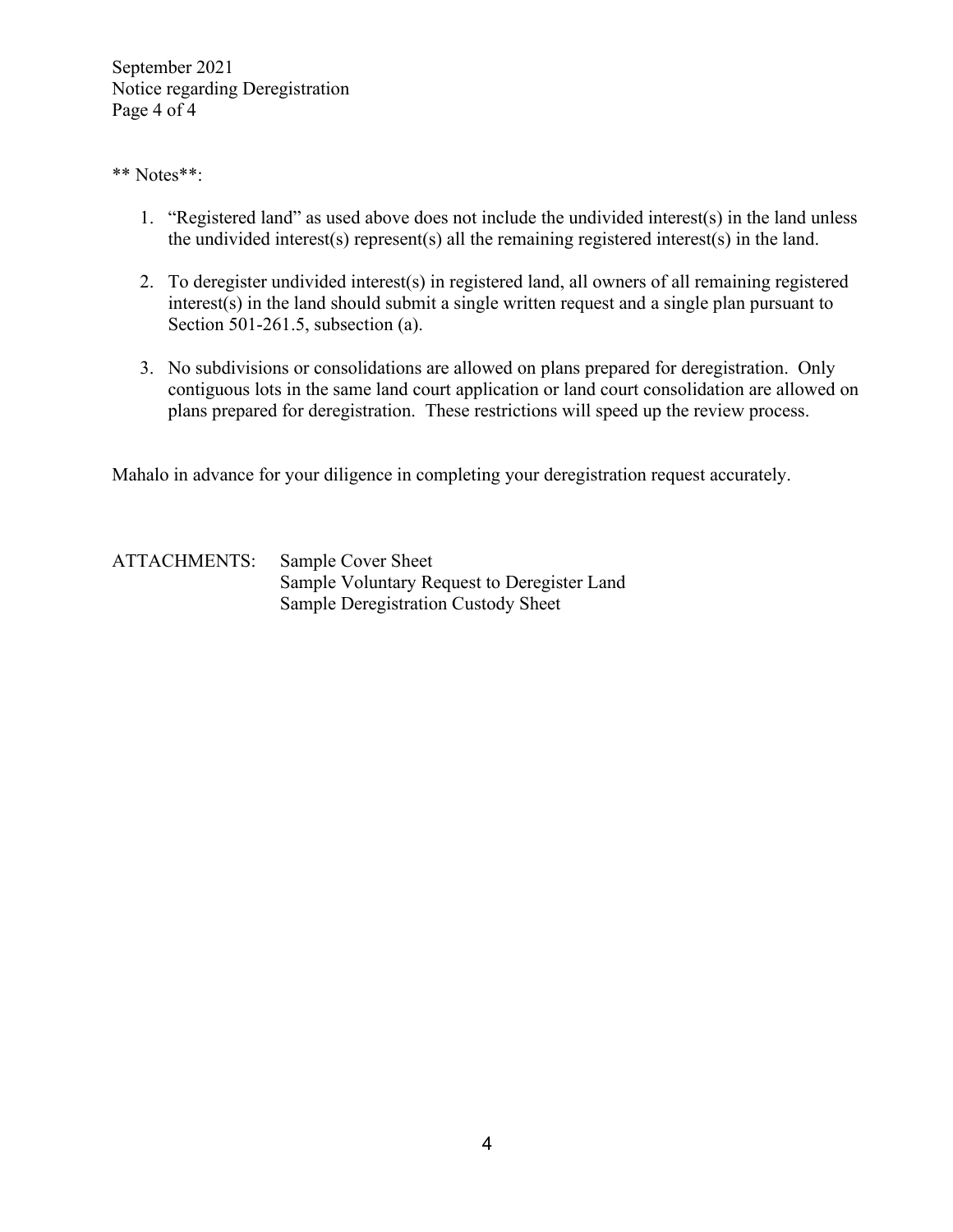** Notes**:

1. "Registered land" as used above does not include the undivided interest(s) in the land unless the undivided interest(s) represent(s) all the remaining registered interest(s) in the land.

2. To deregister undivided interest(s) in registered land, all owners of all remaining registered interest(s) in the land should submit a single written request and a single plan pursuant to Section 501-261.5, subsection (a).

3. No subdivisions or consolidations are allowed on plans prepared for deregistration. Only contiguous lots in the same land court application or land court consolidation are allowed on plans prepared for deregistration. These restrictions will speed up the review process.

Mahalo in advance for your diligence in completing your deregistration request accurately.

ATTACHMENTS: Sample Cover Sheet
Sample Voluntary Request to Deregister Land
Sample Deregistration Custody Sheet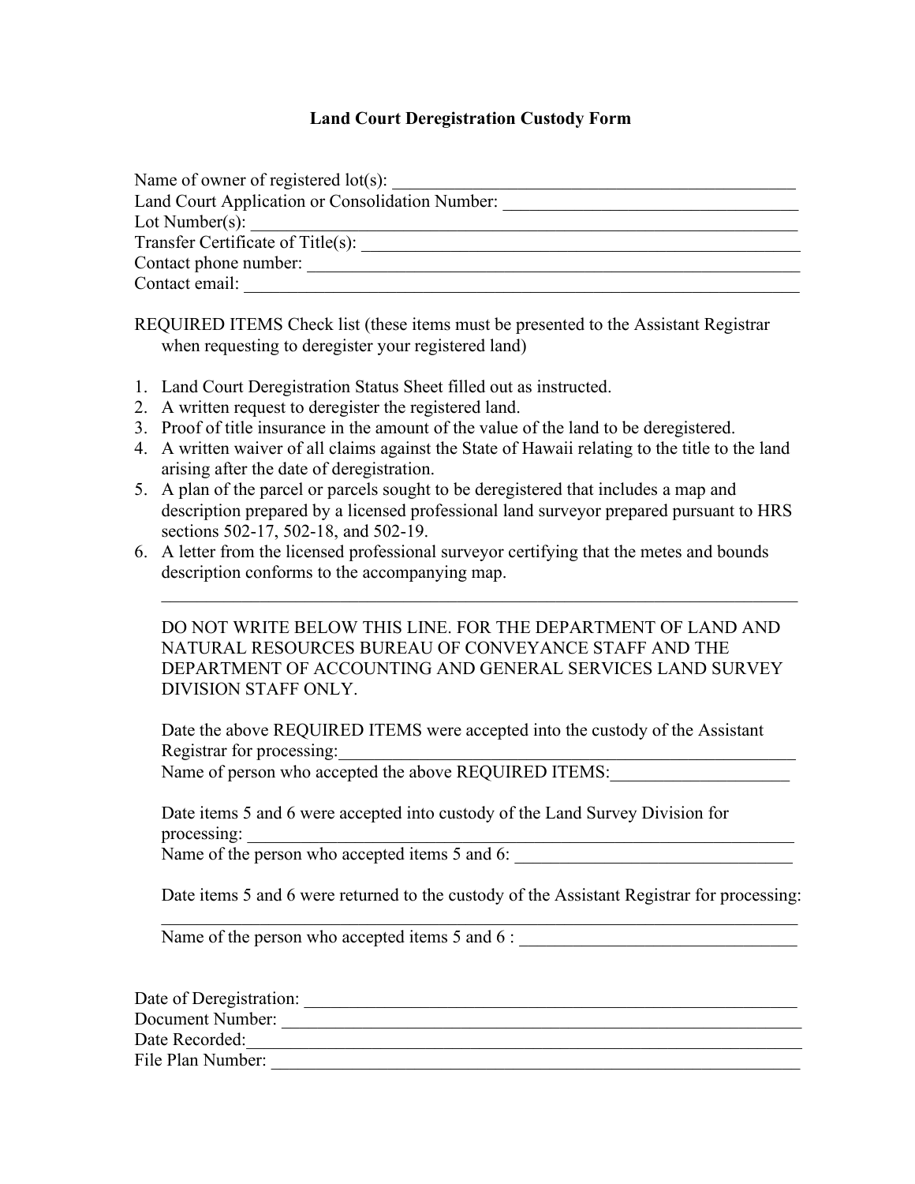# Land Court Deregistration Custody Form

Name of owner of registered lot(s): _______________________________________________

Land Court Application or Consolidation Number: _________________________________

Lot Number(s): ______________________________________________________________

Transfer Certificate of Title(s): ____________________________________________________

Contact phone number: _________________________________________________________

Contact email: _________________________________________________________________

REQUIRED ITEMS Check list (these items must be presented to the Assistant Registrar when requesting to deregister your registered land)

1. Land Court Deregistration Status Sheet filled out as instructed.
2. A written request to deregister the registered land.
3. Proof of title insurance in the amount of the value of the land to be deregistered.
4. A written waiver of all claims against the State of Hawaii relating to the title to the land arising after the date of deregistration.
5. A plan of the parcel or parcels sought to be deregistered that includes a map and description prepared by a licensed professional land surveyor prepared pursuant to HRS sections 502-17, 502-18, and 502-19.
6. A letter from the licensed professional surveyor certifying that the metes and bounds description conforms to the accompanying map.

---

DO NOT WRITE BELOW THIS LINE. FOR THE DEPARTMENT OF LAND AND NATURAL RESOURCES BUREAU OF CONVEYANCE STAFF AND THE DEPARTMENT OF ACCOUNTING AND GENERAL SERVICES LAND SURVEY DIVISION STAFF ONLY.

Date the above REQUIRED ITEMS were accepted into the custody of the Assistant Registrar for processing:_____________________________________________________

Name of person who accepted the above REQUIRED ITEMS:____________________

Date items 5 and 6 were accepted into custody of the Land Survey Division for processing: ______________________________________________________________

Name of the person who accepted items 5 and 6: _______________________________

Date items 5 and 6 were returned to the custody of the Assistant Registrar for processing: ______________________________________________________________________

Name of the person who accepted items 5 and 6 : _______________________________

Date of Deregistration: _________________________________________________________

Document Number: ____________________________________________________________

Date Recorded:_________________________________________________________________

File Plan Number: _____________________________________________________________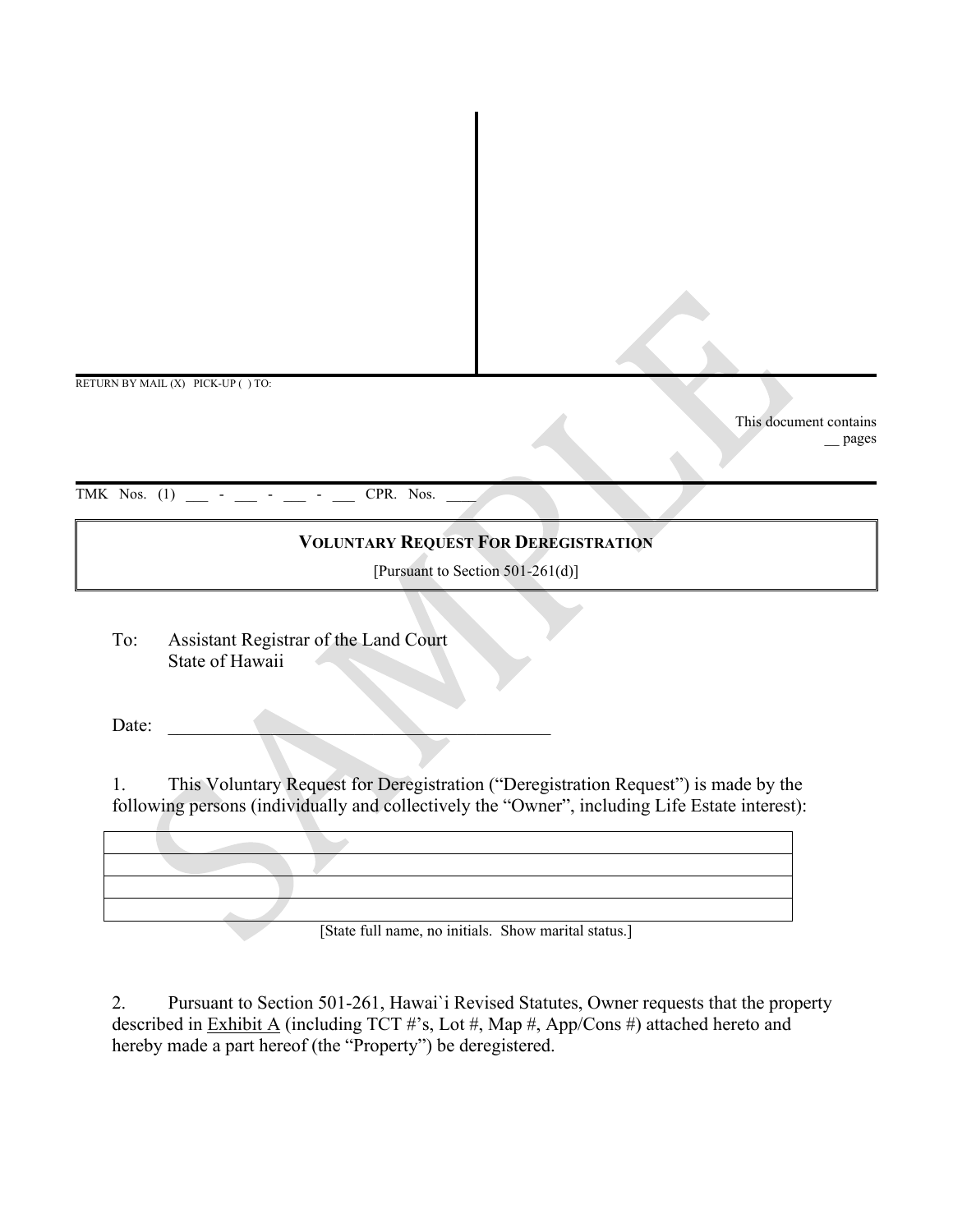RETURN BY MAIL (X) PICK-UP ( ) TO:

This document contains __ pages

TMK Nos. (1) ___ - ___ - ___ - ___ CPR. Nos. ____

**VOLUNTARY REQUEST FOR DEREGISTRATION**

[Pursuant to Section 501-261(d)]

To: Assistant Registrar of the Land Court
State of Hawaii

Date: ___________________________________________

1. This Voluntary Request for Deregistration ("Deregistration Request") is made by the following persons (individually and collectively the "Owner", including Life Estate interest):

| |
|---|
| |
| |
| |
| |

[State full name, no initials. Show marital status.]

2. Pursuant to Section 501-261, Hawai`i Revised Statutes, Owner requests that the property described in Exhibit A (including TCT #'s, Lot #, Map #, App/Cons #) attached hereto and hereby made a part hereof (the "Property") be deregistered.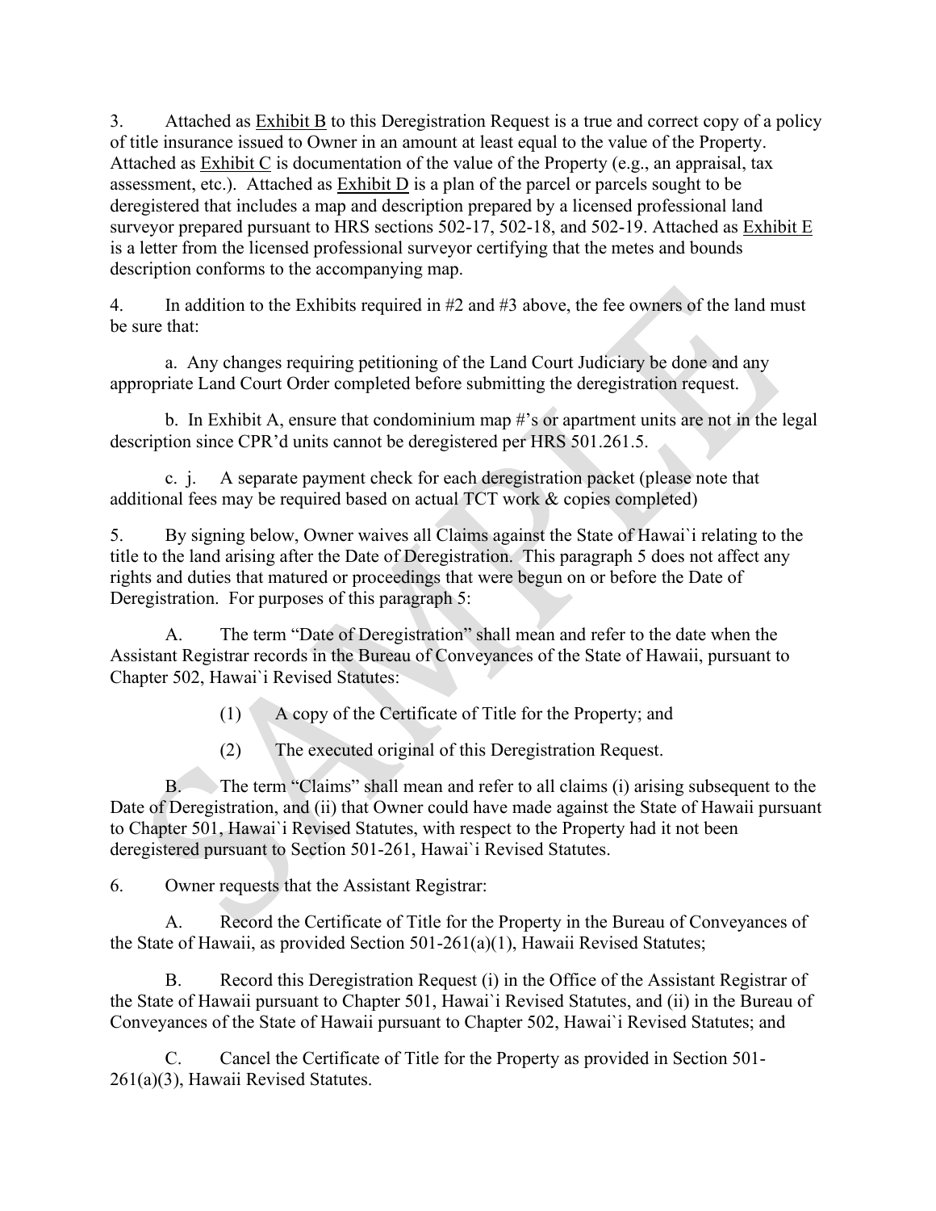3. Attached as Exhibit B to this Deregistration Request is a true and correct copy of a policy of title insurance issued to Owner in an amount at least equal to the value of the Property. Attached as Exhibit C is documentation of the value of the Property (e.g., an appraisal, tax assessment, etc.). Attached as Exhibit D is a plan of the parcel or parcels sought to be deregistered that includes a map and description prepared by a licensed professional land surveyor prepared pursuant to HRS sections 502-17, 502-18, and 502-19. Attached as Exhibit E is a letter from the licensed professional surveyor certifying that the metes and bounds description conforms to the accompanying map.

4. In addition to the Exhibits required in #2 and #3 above, the fee owners of the land must be sure that:

a. Any changes requiring petitioning of the Land Court Judiciary be done and any appropriate Land Court Order completed before submitting the deregistration request.

b. In Exhibit A, ensure that condominium map #'s or apartment units are not in the legal description since CPR'd units cannot be deregistered per HRS 501.261.5.

c. j. A separate payment check for each deregistration packet (please note that additional fees may be required based on actual TCT work & copies completed)

5. By signing below, Owner waives all Claims against the State of Hawai`i relating to the title to the land arising after the Date of Deregistration. This paragraph 5 does not affect any rights and duties that matured or proceedings that were begun on or before the Date of Deregistration. For purposes of this paragraph 5:

A. The term "Date of Deregistration" shall mean and refer to the date when the Assistant Registrar records in the Bureau of Conveyances of the State of Hawaii, pursuant to Chapter 502, Hawai`i Revised Statutes:

(1) A copy of the Certificate of Title for the Property; and

(2) The executed original of this Deregistration Request.

B. The term "Claims" shall mean and refer to all claims (i) arising subsequent to the Date of Deregistration, and (ii) that Owner could have made against the State of Hawaii pursuant to Chapter 501, Hawai`i Revised Statutes, with respect to the Property had it not been deregistered pursuant to Section 501-261, Hawai`i Revised Statutes.

6. Owner requests that the Assistant Registrar:

A. Record the Certificate of Title for the Property in the Bureau of Conveyances of the State of Hawaii, as provided Section 501-261(a)(1), Hawaii Revised Statutes;

B. Record this Deregistration Request (i) in the Office of the Assistant Registrar of the State of Hawaii pursuant to Chapter 501, Hawai`i Revised Statutes, and (ii) in the Bureau of Conveyances of the State of Hawaii pursuant to Chapter 502, Hawai`i Revised Statutes; and

C. Cancel the Certificate of Title for the Property as provided in Section 501-261(a)(3), Hawaii Revised Statutes.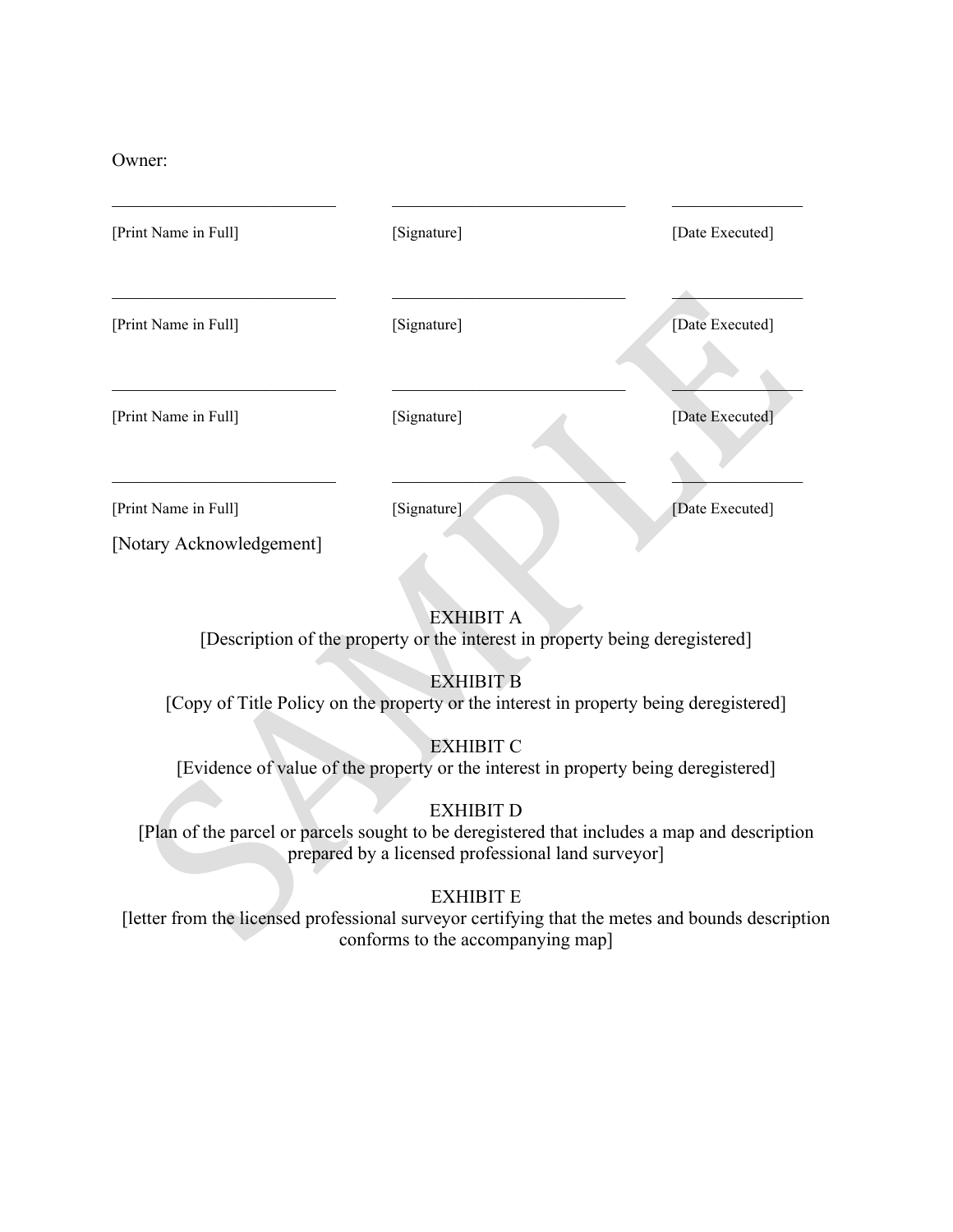Owner:

| | | |
|---|---|---|
| ______________________ | ______________________ | ____________ |
| [Print Name in Full] | [Signature] | [Date Executed] |
| ______________________ | ______________________ | ____________ |
| [Print Name in Full] | [Signature] | [Date Executed] |
| ______________________ | ______________________ | ____________ |
| [Print Name in Full] | [Signature] | [Date Executed] |
| ______________________ | ______________________ | ____________ |
| [Print Name in Full] | [Signature] | [Date Executed] |

[Notary Acknowledgement]

EXHIBIT A

[Description of the property or the interest in property being deregistered]

EXHIBIT B

[Copy of Title Policy on the property or the interest in property being deregistered]

EXHIBIT C

[Evidence of value of the property or the interest in property being deregistered]

EXHIBIT D

[Plan of the parcel or parcels sought to be deregistered that includes a map and description prepared by a licensed professional land surveyor]

EXHIBIT E

[letter from the licensed professional surveyor certifying that the metes and bounds description conforms to the accompanying map]